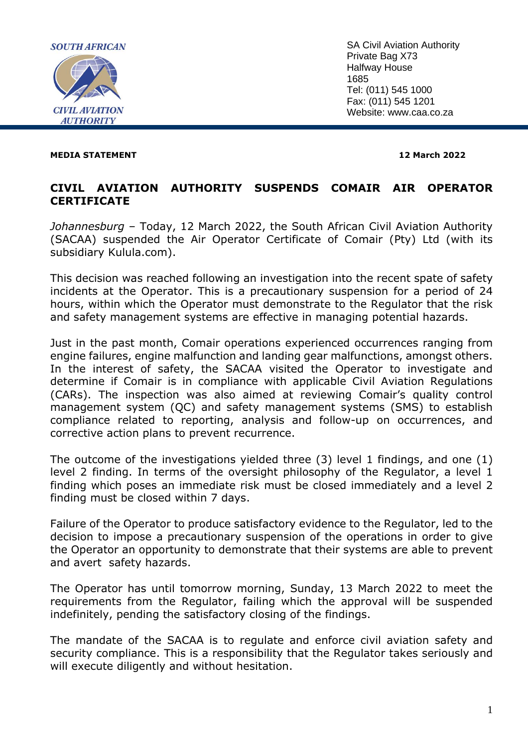SOUTH AFRICAN CIVIL AVIATION AUTHORITY

SA Civil Aviation Authority
Private Bag X73
Halfway House
1685
Tel: (011) 545 1000
Fax: (011) 545 1201
Website: www.caa.co.za

**MEDIA STATEMENT** **12 March 2022**

# CIVIL AVIATION AUTHORITY SUSPENDS COMAIR AIR OPERATOR CERTIFICATE

*Johannesburg* – Today, 12 March 2022, the South African Civil Aviation Authority (SACAA) suspended the Air Operator Certificate of Comair (Pty) Ltd (with its subsidiary Kulula.com).

This decision was reached following an investigation into the recent spate of safety incidents at the Operator. This is a precautionary suspension for a period of 24 hours, within which the Operator must demonstrate to the Regulator that the risk and safety management systems are effective in managing potential hazards.

Just in the past month, Comair operations experienced occurrences ranging from engine failures, engine malfunction and landing gear malfunctions, amongst others. In the interest of safety, the SACAA visited the Operator to investigate and determine if Comair is in compliance with applicable Civil Aviation Regulations (CARs). The inspection was also aimed at reviewing Comair's quality control management system (QC) and safety management systems (SMS) to establish compliance related to reporting, analysis and follow-up on occurrences, and corrective action plans to prevent recurrence.

The outcome of the investigations yielded three (3) level 1 findings, and one (1) level 2 finding. In terms of the oversight philosophy of the Regulator, a level 1 finding which poses an immediate risk must be closed immediately and a level 2 finding must be closed within 7 days.

Failure of the Operator to produce satisfactory evidence to the Regulator, led to the decision to impose a precautionary suspension of the operations in order to give the Operator an opportunity to demonstrate that their systems are able to prevent and avert safety hazards.

The Operator has until tomorrow morning, Sunday, 13 March 2022 to meet the requirements from the Regulator, failing which the approval will be suspended indefinitely, pending the satisfactory closing of the findings.

The mandate of the SACAA is to regulate and enforce civil aviation safety and security compliance. This is a responsibility that the Regulator takes seriously and will execute diligently and without hesitation.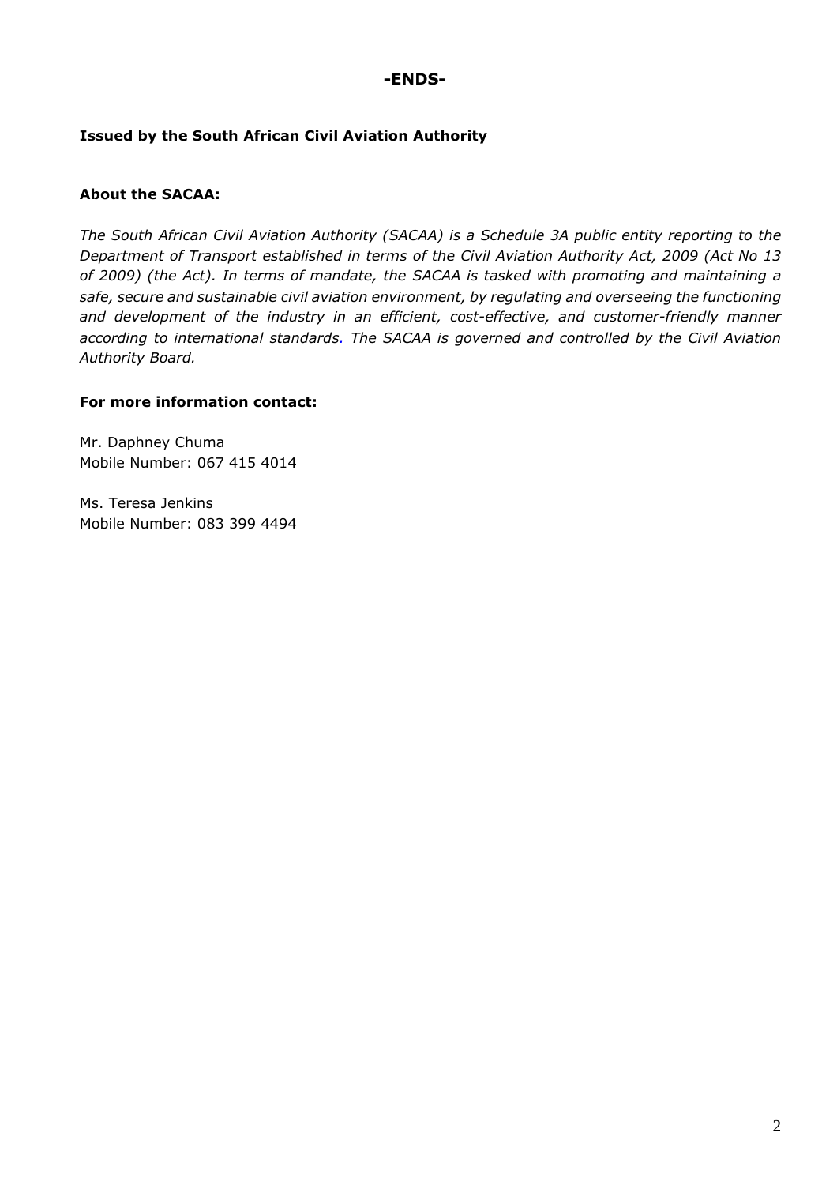**-ENDS-**

**Issued by the South African Civil Aviation Authority**

**About the SACAA:**

*The South African Civil Aviation Authority (SACAA) is a Schedule 3A public entity reporting to the Department of Transport established in terms of the Civil Aviation Authority Act, 2009 (Act No 13 of 2009) (the Act). In terms of mandate, the SACAA is tasked with promoting and maintaining a safe, secure and sustainable civil aviation environment, by regulating and overseeing the functioning and development of the industry in an efficient, cost-effective, and customer-friendly manner according to international standards. The SACAA is governed and controlled by the Civil Aviation Authority Board.*

**For more information contact:**

Mr. Daphney Chuma
Mobile Number: 067 415 4014

Ms. Teresa Jenkins
Mobile Number: 083 399 4494